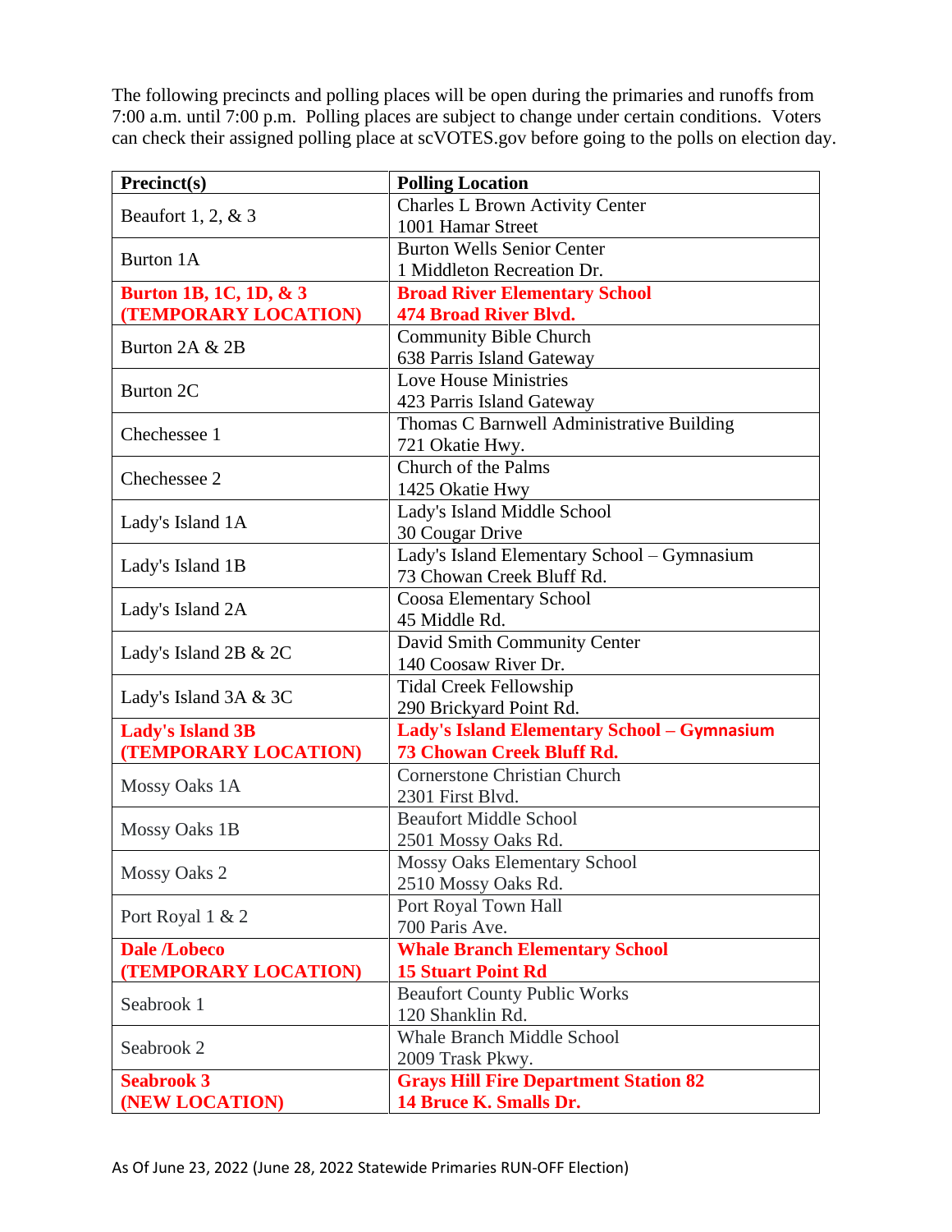The following precincts and polling places will be open during the primaries and runoffs from 7:00 a.m. until 7:00 p.m. Polling places are subject to change under certain conditions. Voters can check their assigned polling place at scVOTES.gov before going to the polls on election day.

| Precinct(s) | Polling Location |
|---|---|
| Beaufort 1, 2, & 3 | Charles L Brown Activity Center<br>1001 Hamar Street |
| Burton 1A | Burton Wells Senior Center<br>1 Middleton Recreation Dr. |
| **Burton 1B, 1C, 1D, & 3<br>(TEMPORARY LOCATION)** | **Broad River Elementary School<br>474 Broad River Blvd.** |
| Burton 2A & 2B | Community Bible Church<br>638 Parris Island Gateway |
| Burton 2C | Love House Ministries<br>423 Parris Island Gateway |
| Chechessee 1 | Thomas C Barnwell Administrative Building<br>721 Okatie Hwy. |
| Chechessee 2 | Church of the Palms<br>1425 Okatie Hwy |
| Lady's Island 1A | Lady's Island Middle School<br>30 Cougar Drive |
| Lady's Island 1B | Lady's Island Elementary School – Gymnasium<br>73 Chowan Creek Bluff Rd. |
| Lady's Island 2A | Coosa Elementary School<br>45 Middle Rd. |
| Lady's Island 2B & 2C | David Smith Community Center<br>140 Coosaw River Dr. |
| Lady's Island 3A & 3C | Tidal Creek Fellowship<br>290 Brickyard Point Rd. |
| **Lady's Island 3B<br>(TEMPORARY LOCATION)** | **Lady's Island Elementary School – Gymnasium<br>73 Chowan Creek Bluff Rd.** |
| Mossy Oaks 1A | Cornerstone Christian Church<br>2301 First Blvd. |
| Mossy Oaks 1B | Beaufort Middle School<br>2501 Mossy Oaks Rd. |
| Mossy Oaks 2 | Mossy Oaks Elementary School<br>2510 Mossy Oaks Rd. |
| Port Royal 1 & 2 | Port Royal Town Hall<br>700 Paris Ave. |
| **Dale /Lobeco<br>(TEMPORARY LOCATION)** | **Whale Branch Elementary School<br>15 Stuart Point Rd** |
| Seabrook 1 | Beaufort County Public Works<br>120 Shanklin Rd. |
| Seabrook 2 | Whale Branch Middle School<br>2009 Trask Pkwy. |
| **Seabrook 3<br>(NEW LOCATION)** | **Grays Hill Fire Department Station 82<br>14 Bruce K. Smalls Dr.** |

As Of June 23, 2022 (June 28, 2022 Statewide Primaries RUN-OFF Election)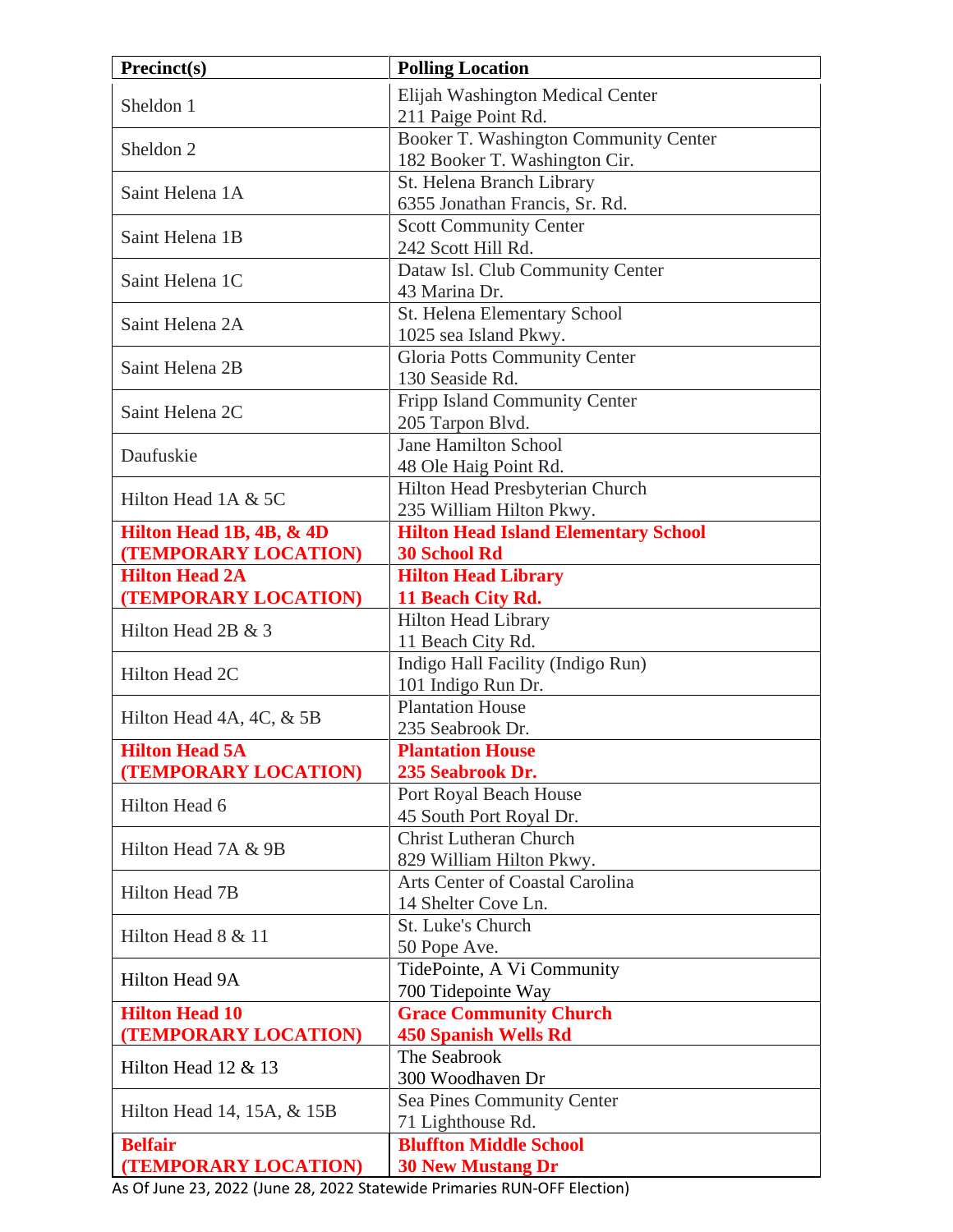| Precinct(s) | Polling Location |
|---|---|
| Sheldon 1 | Elijah Washington Medical Center<br>211 Paige Point Rd. |
| Sheldon 2 | Booker T. Washington Community Center<br>182 Booker T. Washington Cir. |
| Saint Helena 1A | St. Helena Branch Library<br>6355 Jonathan Francis, Sr. Rd. |
| Saint Helena 1B | Scott Community Center<br>242 Scott Hill Rd. |
| Saint Helena 1C | Dataw Isl. Club Community Center<br>43 Marina Dr. |
| Saint Helena 2A | St. Helena Elementary School<br>1025 sea Island Pkwy. |
| Saint Helena 2B | Gloria Potts Community Center<br>130 Seaside Rd. |
| Saint Helena 2C | Fripp Island Community Center<br>205 Tarpon Blvd. |
| Daufuskie | Jane Hamilton School<br>48 Ole Haig Point Rd. |
| Hilton Head 1A & 5C | Hilton Head Presbyterian Church<br>235 William Hilton Pkwy. |
| **Hilton Head 1B, 4B, & 4D (TEMPORARY LOCATION)** | **Hilton Head Island Elementary School<br>30 School Rd** |
| **Hilton Head 2A (TEMPORARY LOCATION)** | **Hilton Head Library<br>11 Beach City Rd.** |
| Hilton Head 2B & 3 | Hilton Head Library<br>11 Beach City Rd. |
| Hilton Head 2C | Indigo Hall Facility (Indigo Run)<br>101 Indigo Run Dr. |
| Hilton Head 4A, 4C, & 5B | Plantation House<br>235 Seabrook Dr. |
| **Hilton Head 5A (TEMPORARY LOCATION)** | **Plantation House<br>235 Seabrook Dr.** |
| Hilton Head 6 | Port Royal Beach House<br>45 South Port Royal Dr. |
| Hilton Head 7A & 9B | Christ Lutheran Church<br>829 William Hilton Pkwy. |
| Hilton Head 7B | Arts Center of Coastal Carolina<br>14 Shelter Cove Ln. |
| Hilton Head 8 & 11 | St. Luke's Church<br>50 Pope Ave. |
| Hilton Head 9A | TidePointe, A Vi Community<br>700 Tidepointe Way |
| **Hilton Head 10 (TEMPORARY LOCATION)** | **Grace Community Church<br>450 Spanish Wells Rd** |
| Hilton Head 12 & 13 | The Seabrook<br>300 Woodhaven Dr |
| Hilton Head 14, 15A, & 15B | Sea Pines Community Center<br>71 Lighthouse Rd. |
| **Belfair (TEMPORARY LOCATION)** | **Bluffton Middle School<br>30 New Mustang Dr** |

As Of June 23, 2022 (June 28, 2022 Statewide Primaries RUN-OFF Election)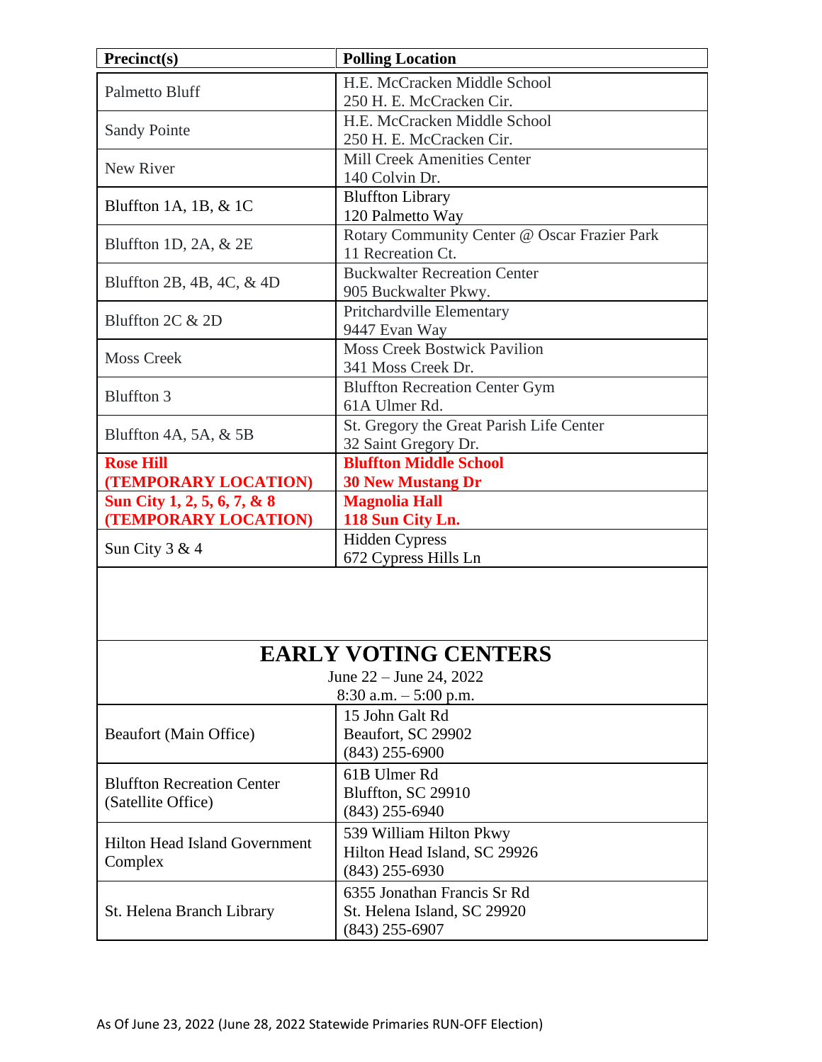| Precinct(s) | Polling Location |
|---|---|
| Palmetto Bluff | H.E. McCracken Middle School<br>250 H. E. McCracken Cir. |
| Sandy Pointe | H.E. McCracken Middle School<br>250 H. E. McCracken Cir. |
| New River | Mill Creek Amenities Center<br>140 Colvin Dr. |
| Bluffton 1A, 1B, & 1C | Bluffton Library<br>120 Palmetto Way |
| Bluffton 1D, 2A, & 2E | Rotary Community Center @ Oscar Frazier Park<br>11 Recreation Ct. |
| Bluffton 2B, 4B, 4C, & 4D | Buckwalter Recreation Center<br>905 Buckwalter Pkwy. |
| Bluffton 2C & 2D | Pritchardville Elementary<br>9447 Evan Way |
| Moss Creek | Moss Creek Bostwick Pavilion<br>341 Moss Creek Dr. |
| Bluffton 3 | Bluffton Recreation Center Gym<br>61A Ulmer Rd. |
| Bluffton 4A, 5A, & 5B | St. Gregory the Great Parish Life Center<br>32 Saint Gregory Dr. |
| **Rose Hill (TEMPORARY LOCATION)** | **Bluffton Middle School<br>30 New Mustang Dr** |
| **Sun City 1, 2, 5, 6, 7, & 8 (TEMPORARY LOCATION)** | **Magnolia Hall<br>118 Sun City Ln.** |
| Sun City 3 & 4 | Hidden Cypress<br>672 Cypress Hills Ln |

# EARLY VOTING CENTERS

June 22 – June 24, 2022
8:30 a.m. – 5:00 p.m.

| | |
|---|---|
| Beaufort (Main Office) | 15 John Galt Rd<br>Beaufort, SC 29902<br>(843) 255-6900 |
| Bluffton Recreation Center (Satellite Office) | 61B Ulmer Rd<br>Bluffton, SC 29910<br>(843) 255-6940 |
| Hilton Head Island Government Complex | 539 William Hilton Pkwy<br>Hilton Head Island, SC 29926<br>(843) 255-6930 |
| St. Helena Branch Library | 6355 Jonathan Francis Sr Rd<br>St. Helena Island, SC 29920<br>(843) 255-6907 |

As Of June 23, 2022 (June 28, 2022 Statewide Primaries RUN-OFF Election)